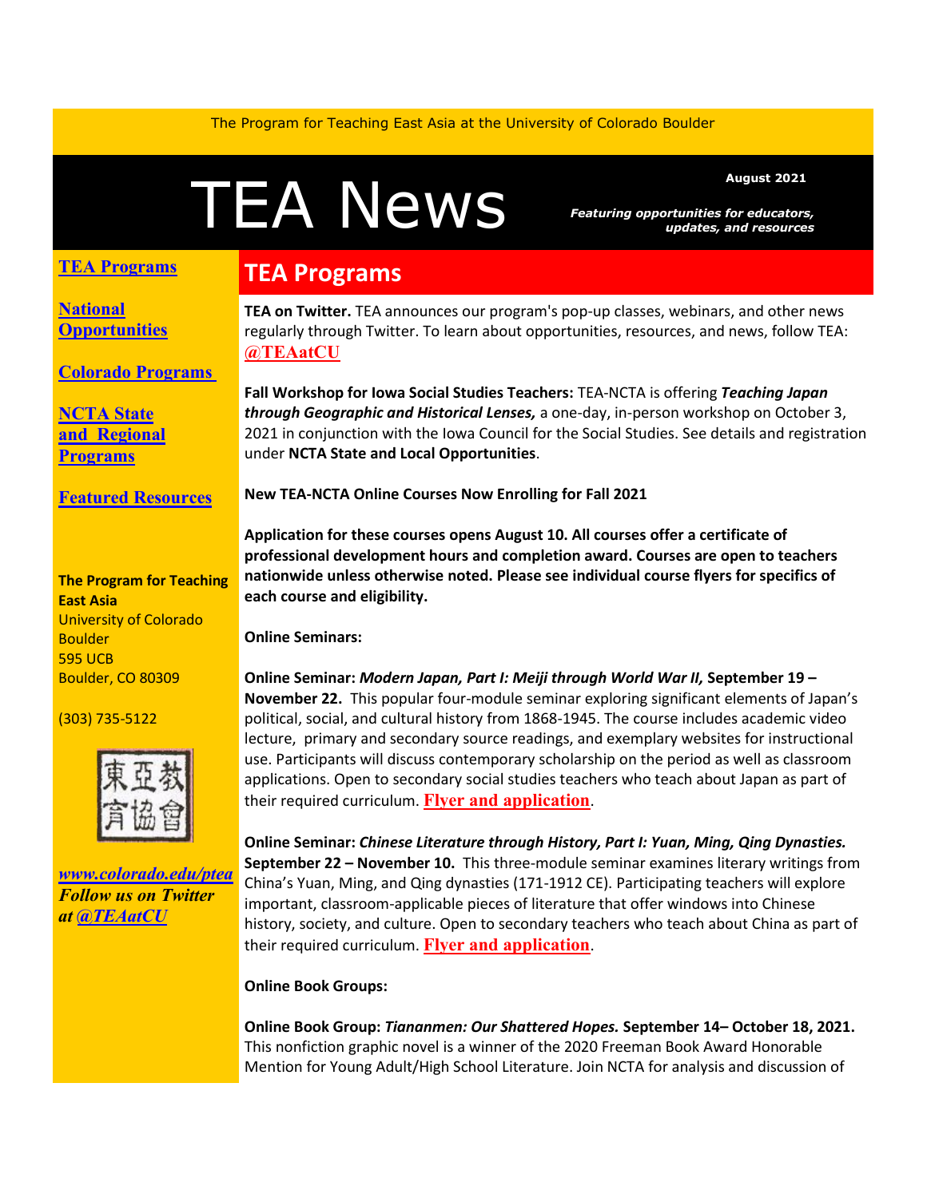The Program for Teaching East Asia at the University of Colorado Boulder

# TEA News

**August 2021**

***Featuring opportunities for educators, updates, and resources***

[TEA Programs](#)

[National Opportunities](#)

[Colorado Programs](#)

[NCTA State and Regional Programs](#)

[Featured Resources](#)

**The Program for Teaching East Asia**
University of Colorado Boulder
595 UCB
Boulder, CO 80309

(303) 735-5122

東亞教育協會

*www.colorado.edu/ptea*
***Follow us on Twitter at @TEAatCU***

## TEA Programs

**TEA on Twitter.** TEA announces our program's pop-up classes, webinars, and other news regularly through Twitter. To learn about opportunities, resources, and news, follow TEA: **@TEAatCU**

**Fall Workshop for Iowa Social Studies Teachers:** TEA-NCTA is offering ***Teaching Japan through Geographic and Historical Lenses,*** a one-day, in-person workshop on October 3, 2021 in conjunction with the Iowa Council for the Social Studies. See details and registration under **NCTA State and Local Opportunities**.

**New TEA-NCTA Online Courses Now Enrolling for Fall 2021**

**Application for these courses opens August 10. All courses offer a certificate of professional development hours and completion award. Courses are open to teachers nationwide unless otherwise noted. Please see individual course flyers for specifics of each course and eligibility.**

**Online Seminars:**

**Online Seminar: *Modern Japan, Part I: Meiji through World War II,* September 19 – November 22.** This popular four-module seminar exploring significant elements of Japan's political, social, and cultural history from 1868-1945. The course includes academic video lecture, primary and secondary source readings, and exemplary websites for instructional use. Participants will discuss contemporary scholarship on the period as well as classroom applications. Open to secondary social studies teachers who teach about Japan as part of their required curriculum. **Flyer and application**.

**Online Seminar: *Chinese Literature through History, Part I: Yuan, Ming, Qing Dynasties.* September 22 – November 10.** This three-module seminar examines literary writings from China's Yuan, Ming, and Qing dynasties (171-1912 CE). Participating teachers will explore important, classroom-applicable pieces of literature that offer windows into Chinese history, society, and culture. Open to secondary teachers who teach about China as part of their required curriculum. **Flyer and application**.

**Online Book Groups:**

**Online Book Group: *Tiananmen: Our Shattered Hopes.* September 14– October 18, 2021.** This nonfiction graphic novel is a winner of the 2020 Freeman Book Award Honorable Mention for Young Adult/High School Literature. Join NCTA for analysis and discussion of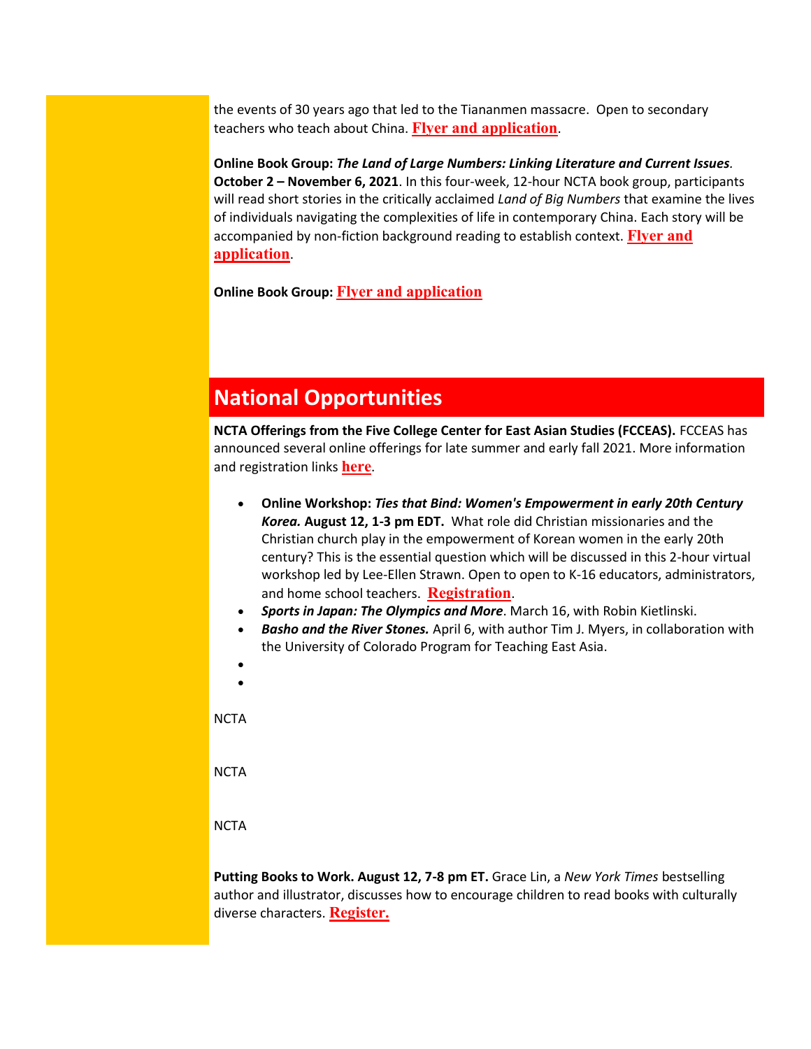the events of 30 years ago that led to the Tiananmen massacre. Open to secondary teachers who teach about China. **Flyer and application**.

**Online Book Group: *The Land of Large Numbers: Linking Literature and Current Issues*. October 2 – November 6, 2021**. In this four-week, 12-hour NCTA book group, participants will read short stories in the critically acclaimed *Land of Big Numbers* that examine the lives of individuals navigating the complexities of life in contemporary China. Each story will be accompanied by non-fiction background reading to establish context. **Flyer and application**.

**Online Book Group: Flyer and application**

## National Opportunities

**NCTA Offerings from the Five College Center for East Asian Studies (FCCEAS).** FCCEAS has announced several online offerings for late summer and early fall 2021. More information and registration links **here**.

- **Online Workshop: *Ties that Bind: Women's Empowerment in early 20th Century Korea.* August 12, 1-3 pm EDT.** What role did Christian missionaries and the Christian church play in the empowerment of Korean women in the early 20th century? This is the essential question which will be discussed in this 2-hour virtual workshop led by Lee-Ellen Strawn. Open to open to K-16 educators, administrators, and home school teachers. **Registration**.
- ***Sports in Japan: The Olympics and More***. March 16, with Robin Kietlinski.
- ***Basho and the River Stones.*** April 6, with author Tim J. Myers, in collaboration with the University of Colorado Program for Teaching East Asia.
- 
- 

NCTA

NCTA

NCTA

**Putting Books to Work. August 12, 7-8 pm ET.** Grace Lin, a *New York Times* bestselling author and illustrator, discusses how to encourage children to read books with culturally diverse characters. **Register.**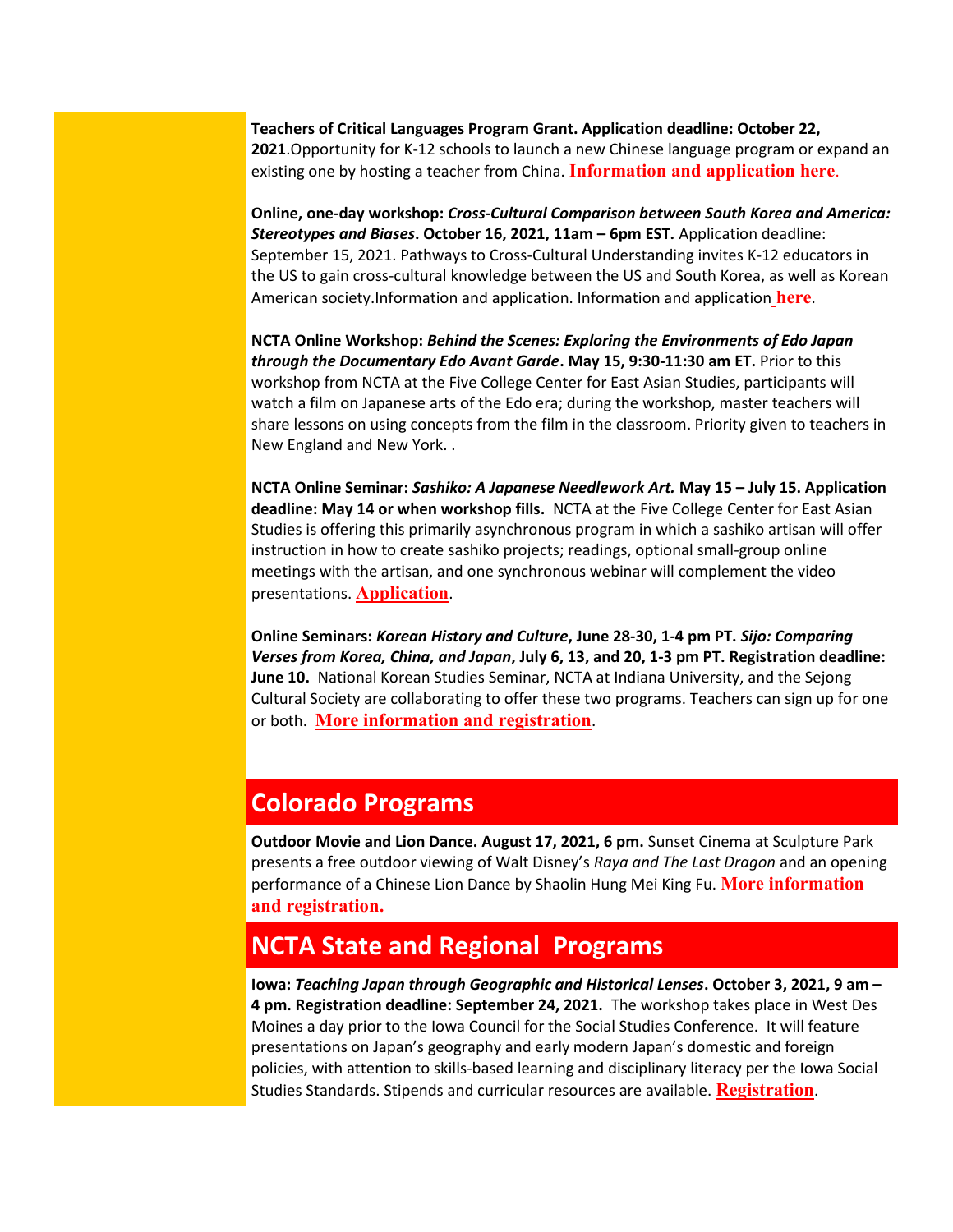**Teachers of Critical Languages Program Grant. Application deadline: October 22, 2021**.Opportunity for K-12 schools to launch a new Chinese language program or expand an existing one by hosting a teacher from China. **Information and application here**.

**Online, one-day workshop: *Cross-Cultural Comparison between South Korea and America: Stereotypes and Biases*. October 16, 2021, 11am – 6pm EST.** Application deadline: September 15, 2021. Pathways to Cross-Cultural Understanding invites K-12 educators in the US to gain cross-cultural knowledge between the US and South Korea, as well as Korean American society.Information and application. Information and application **here**.

**NCTA Online Workshop: *Behind the Scenes: Exploring the Environments of Edo Japan through the Documentary Edo Avant Garde*. May 15, 9:30-11:30 am ET.** Prior to this workshop from NCTA at the Five College Center for East Asian Studies, participants will watch a film on Japanese arts of the Edo era; during the workshop, master teachers will share lessons on using concepts from the film in the classroom. Priority given to teachers in New England and New York. .

**NCTA Online Seminar: *Sashiko: A Japanese Needlework Art.* May 15 – July 15. Application deadline: May 14 or when workshop fills.** NCTA at the Five College Center for East Asian Studies is offering this primarily asynchronous program in which a sashiko artisan will offer instruction in how to create sashiko projects; readings, optional small-group online meetings with the artisan, and one synchronous webinar will complement the video presentations. **Application**.

**Online Seminars: *Korean History and Culture*, June 28-30, 1-4 pm PT. *Sijo: Comparing Verses from Korea, China, and Japan*, July 6, 13, and 20, 1-3 pm PT. Registration deadline: June 10.** National Korean Studies Seminar, NCTA at Indiana University, and the Sejong Cultural Society are collaborating to offer these two programs. Teachers can sign up for one or both. **More information and registration**.

## Colorado Programs

**Outdoor Movie and Lion Dance. August 17, 2021, 6 pm.** Sunset Cinema at Sculpture Park presents a free outdoor viewing of Walt Disney's *Raya and The Last Dragon* and an opening performance of a Chinese Lion Dance by Shaolin Hung Mei King Fu. **More information and registration.**

## NCTA State and Regional Programs

**Iowa: *Teaching Japan through Geographic and Historical Lenses*. October 3, 2021, 9 am – 4 pm. Registration deadline: September 24, 2021.** The workshop takes place in West Des Moines a day prior to the Iowa Council for the Social Studies Conference. It will feature presentations on Japan's geography and early modern Japan's domestic and foreign policies, with attention to skills-based learning and disciplinary literacy per the Iowa Social Studies Standards. Stipends and curricular resources are available. **Registration**.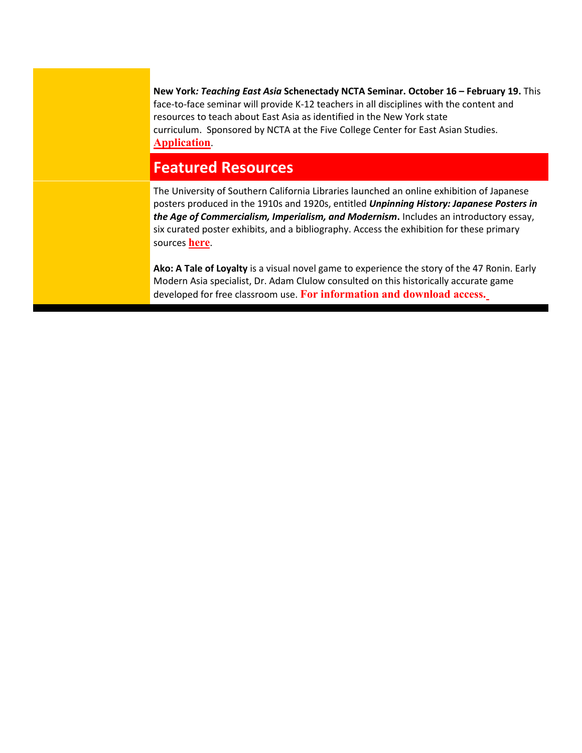**New York*: Teaching East Asia* Schenectady NCTA Seminar. October 16 – February 19.** This face-to-face seminar will provide K-12 teachers in all disciplines with the content and resources to teach about East Asia as identified in the New York state curriculum. Sponsored by NCTA at the Five College Center for East Asian Studies. **Application**.

## Featured Resources

The University of Southern California Libraries launched an online exhibition of Japanese posters produced in the 1910s and 1920s, entitled ***Unpinning History: Japanese Posters in the Age of Commercialism, Imperialism, and Modernism*.** Includes an introductory essay, six curated poster exhibits, and a bibliography. Access the exhibition for these primary sources **here**.

**Ako: A Tale of Loyalty** is a visual novel game to experience the story of the 47 Ronin. Early Modern Asia specialist, Dr. Adam Clulow consulted on this historically accurate game developed for free classroom use. **For information and download access.**